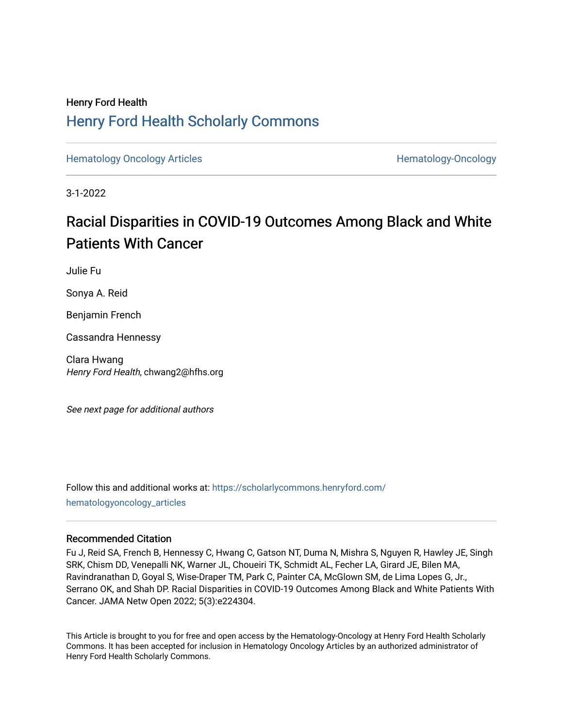Henry Ford Health

# Henry Ford Health Scholarly Commons

Hematology Oncology Articles | Hematology-Oncology

3-1-2022

## Racial Disparities in COVID-19 Outcomes Among Black and White Patients With Cancer

Julie Fu

Sonya A. Reid

Benjamin French

Cassandra Hennessy

Clara Hwang
*Henry Ford Health*, chwang2@hfhs.org

*See next page for additional authors*

Follow this and additional works at: https://scholarlycommons.henryford.com/hematologyoncology_articles

### Recommended Citation

Fu J, Reid SA, French B, Hennessy C, Hwang C, Gatson NT, Duma N, Mishra S, Nguyen R, Hawley JE, Singh SRK, Chism DD, Venepalli NK, Warner JL, Choueiri TK, Schmidt AL, Fecher LA, Girard JE, Bilen MA, Ravindranathan D, Goyal S, Wise-Draper TM, Park C, Painter CA, McGlown SM, de Lima Lopes G, Jr., Serrano OK, and Shah DP. Racial Disparities in COVID-19 Outcomes Among Black and White Patients With Cancer. JAMA Netw Open 2022; 5(3):e224304.

This Article is brought to you for free and open access by the Hematology-Oncology at Henry Ford Health Scholarly Commons. It has been accepted for inclusion in Hematology Oncology Articles by an authorized administrator of Henry Ford Health Scholarly Commons.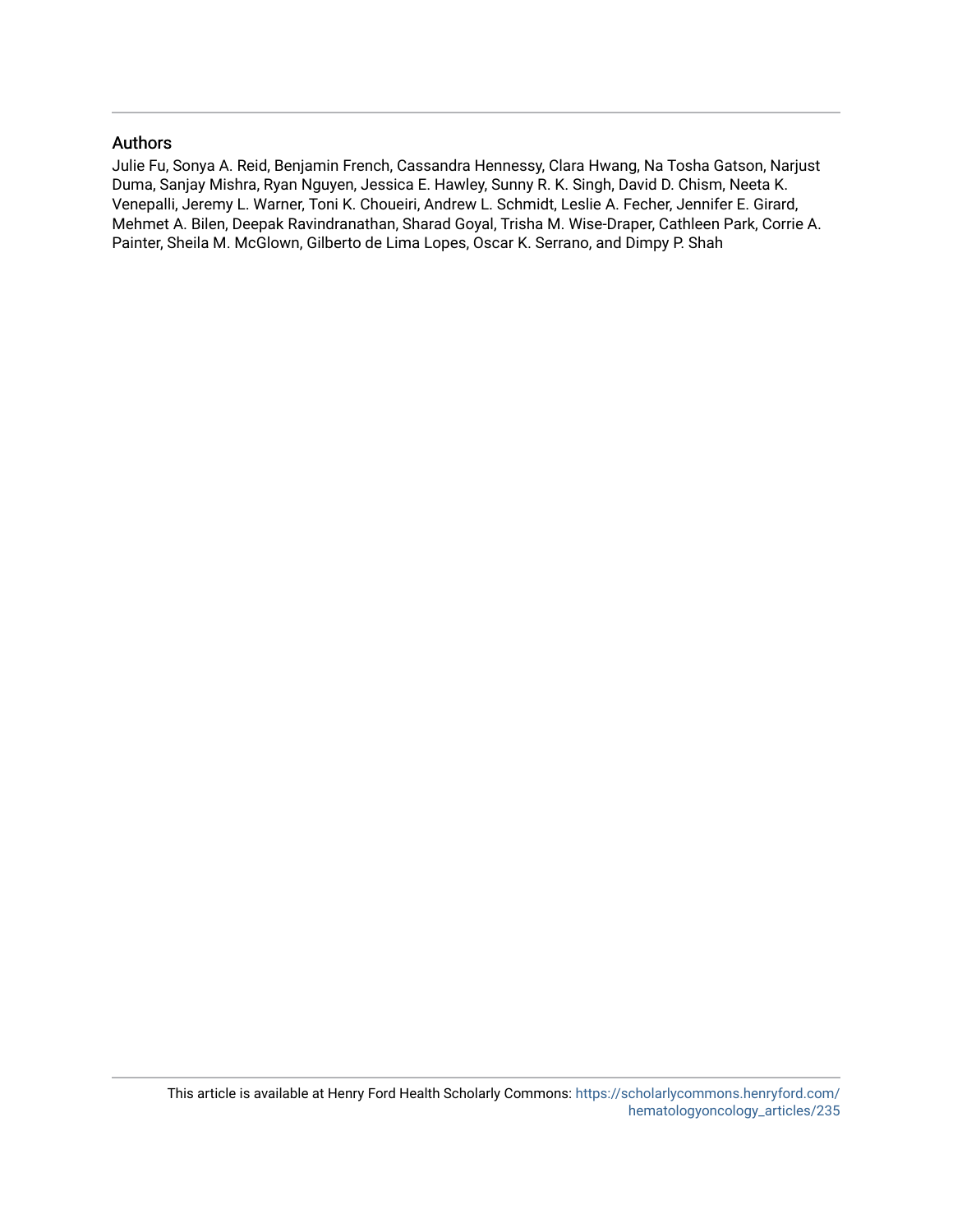## Authors

Julie Fu, Sonya A. Reid, Benjamin French, Cassandra Hennessy, Clara Hwang, Na Tosha Gatson, Narjust Duma, Sanjay Mishra, Ryan Nguyen, Jessica E. Hawley, Sunny R. K. Singh, David D. Chism, Neeta K. Venepalli, Jeremy L. Warner, Toni K. Choueiri, Andrew L. Schmidt, Leslie A. Fecher, Jennifer E. Girard, Mehmet A. Bilen, Deepak Ravindranathan, Sharad Goyal, Trisha M. Wise-Draper, Cathleen Park, Corrie A. Painter, Sheila M. McGlown, Gilberto de Lima Lopes, Oscar K. Serrano, and Dimpy P. Shah

This article is available at Henry Ford Health Scholarly Commons: https://scholarlycommons.henryford.com/hematologyoncology_articles/235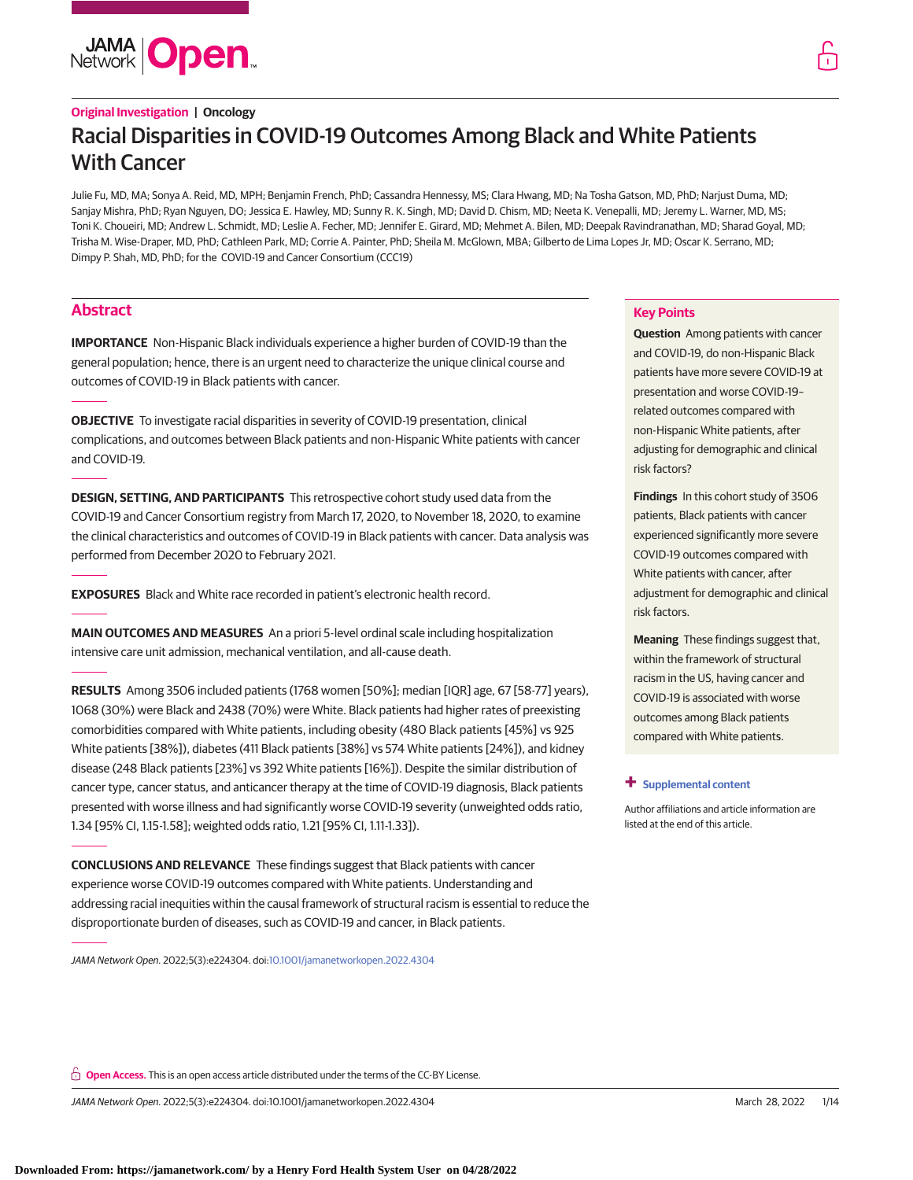**Original Investigation | Oncology**

# Racial Disparities in COVID-19 Outcomes Among Black and White Patients With Cancer

Julie Fu, MD, MA; Sonya A. Reid, MD, MPH; Benjamin French, PhD; Cassandra Hennessy, MS; Clara Hwang, MD; Na Tosha Gatson, MD, PhD; Narjust Duma, MD; Sanjay Mishra, PhD; Ryan Nguyen, DO; Jessica E. Hawley, MD; Sunny R. K. Singh, MD; David D. Chism, MD; Neeta K. Venepalli, MD; Jeremy L. Warner, MD, MS; Toni K. Choueiri, MD; Andrew L. Schmidt, MD; Leslie A. Fecher, MD; Jennifer E. Girard, MD; Mehmet A. Bilen, MD; Deepak Ravindranathan, MD; Sharad Goyal, MD; Trisha M. Wise-Draper, MD, PhD; Cathleen Park, MD; Corrie A. Painter, PhD; Sheila M. McGlown, MBA; Gilberto de Lima Lopes Jr, MD; Oscar K. Serrano, MD; Dimpy P. Shah, MD, PhD; for the COVID-19 and Cancer Consortium (CCC19)

## Abstract

**IMPORTANCE** Non-Hispanic Black individuals experience a higher burden of COVID-19 than the general population; hence, there is an urgent need to characterize the unique clinical course and outcomes of COVID-19 in Black patients with cancer.

**OBJECTIVE** To investigate racial disparities in severity of COVID-19 presentation, clinical complications, and outcomes between Black patients and non-Hispanic White patients with cancer and COVID-19.

**DESIGN, SETTING, AND PARTICIPANTS** This retrospective cohort study used data from the COVID-19 and Cancer Consortium registry from March 17, 2020, to November 18, 2020, to examine the clinical characteristics and outcomes of COVID-19 in Black patients with cancer. Data analysis was performed from December 2020 to February 2021.

**EXPOSURES** Black and White race recorded in patient's electronic health record.

**MAIN OUTCOMES AND MEASURES** An a priori 5-level ordinal scale including hospitalization intensive care unit admission, mechanical ventilation, and all-cause death.

**RESULTS** Among 3506 included patients (1768 women [50%]; median [IQR] age, 67 [58-77] years), 1068 (30%) were Black and 2438 (70%) were White. Black patients had higher rates of preexisting comorbidities compared with White patients, including obesity (480 Black patients [45%] vs 925 White patients [38%]), diabetes (411 Black patients [38%] vs 574 White patients [24%]), and kidney disease (248 Black patients [23%] vs 392 White patients [16%]). Despite the similar distribution of cancer type, cancer status, and anticancer therapy at the time of COVID-19 diagnosis, Black patients presented with worse illness and had significantly worse COVID-19 severity (unweighted odds ratio, 1.34 [95% CI, 1.15-1.58]; weighted odds ratio, 1.21 [95% CI, 1.11-1.33]).

**CONCLUSIONS AND RELEVANCE** These findings suggest that Black patients with cancer experience worse COVID-19 outcomes compared with White patients. Understanding and addressing racial inequities within the causal framework of structural racism is essential to reduce the disproportionate burden of diseases, such as COVID-19 and cancer, in Black patients.

*JAMA Network Open.* 2022;5(3):e224304. doi:10.1001/jamanetworkopen.2022.4304

## Key Points

**Question** Among patients with cancer and COVID-19, do non-Hispanic Black patients have more severe COVID-19 at presentation and worse COVID-19–related outcomes compared with non-Hispanic White patients, after adjusting for demographic and clinical risk factors?

**Findings** In this cohort study of 3506 patients, Black patients with cancer experienced significantly more severe COVID-19 outcomes compared with White patients with cancer, after adjustment for demographic and clinical risk factors.

**Meaning** These findings suggest that, within the framework of structural racism in the US, having cancer and COVID-19 is associated with worse outcomes among Black patients compared with White patients.

**+ Supplemental content**

Author affiliations and article information are listed at the end of this article.

**Open Access.** This is an open access article distributed under the terms of the CC-BY License.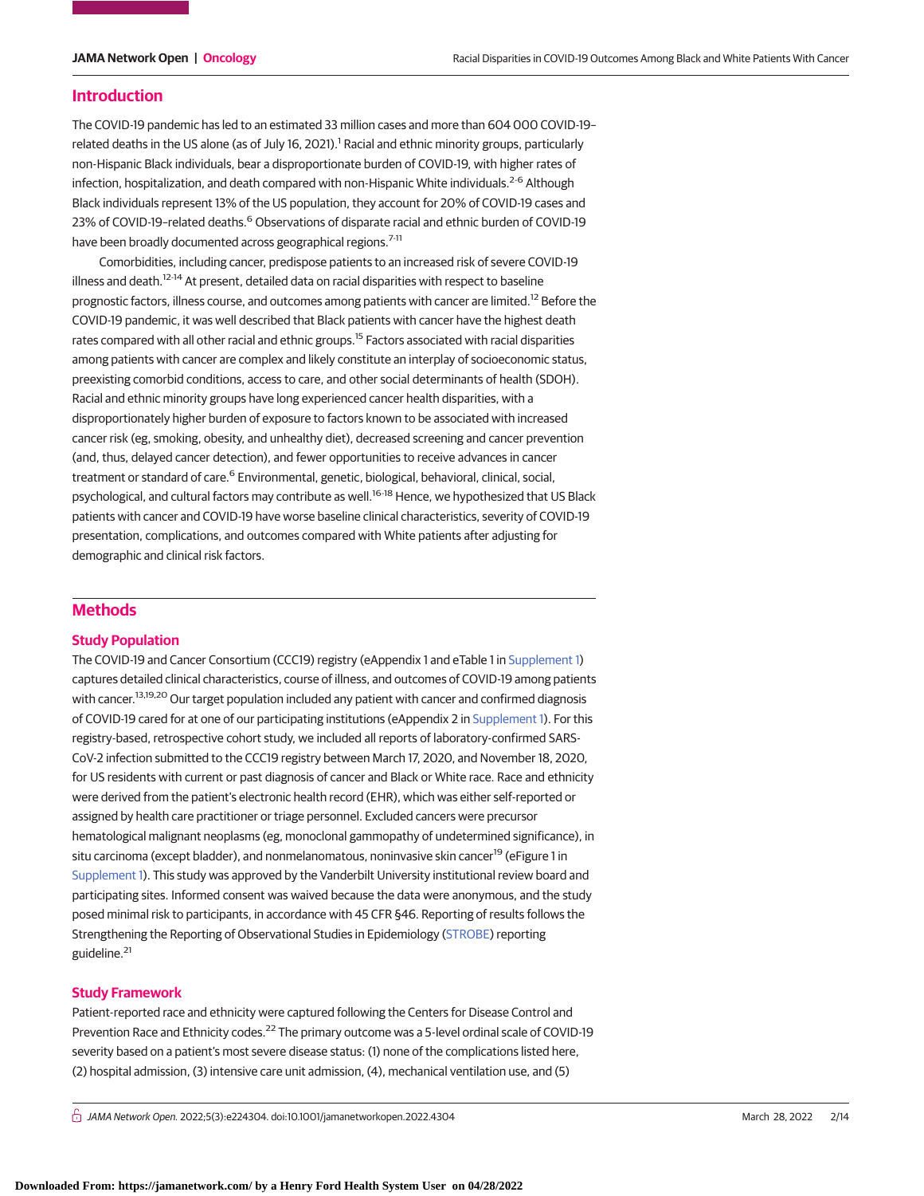## Introduction

The COVID-19 pandemic has led to an estimated 33 million cases and more than 604 000 COVID-19–related deaths in the US alone (as of July 16, 2021).[1] Racial and ethnic minority groups, particularly non-Hispanic Black individuals, bear a disproportionate burden of COVID-19, with higher rates of infection, hospitalization, and death compared with non-Hispanic White individuals.[2-6] Although Black individuals represent 13% of the US population, they account for 20% of COVID-19 cases and 23% of COVID-19–related deaths.[6] Observations of disparate racial and ethnic burden of COVID-19 have been broadly documented across geographical regions.[7-11]

Comorbidities, including cancer, predispose patients to an increased risk of severe COVID-19 illness and death.[12-14] At present, detailed data on racial disparities with respect to baseline prognostic factors, illness course, and outcomes among patients with cancer are limited.[12] Before the COVID-19 pandemic, it was well described that Black patients with cancer have the highest death rates compared with all other racial and ethnic groups.[15] Factors associated with racial disparities among patients with cancer are complex and likely constitute an interplay of socioeconomic status, preexisting comorbid conditions, access to care, and other social determinants of health (SDOH). Racial and ethnic minority groups have long experienced cancer health disparities, with a disproportionately higher burden of exposure to factors known to be associated with increased cancer risk (eg, smoking, obesity, and unhealthy diet), decreased screening and cancer prevention (and, thus, delayed cancer detection), and fewer opportunities to receive advances in cancer treatment or standard of care.[6] Environmental, genetic, biological, behavioral, clinical, social, psychological, and cultural factors may contribute as well.[16-18] Hence, we hypothesized that US Black patients with cancer and COVID-19 have worse baseline clinical characteristics, severity of COVID-19 presentation, complications, and outcomes compared with White patients after adjusting for demographic and clinical risk factors.

## Methods

### Study Population

The COVID-19 and Cancer Consortium (CCC19) registry (eAppendix 1 and eTable 1 in Supplement 1) captures detailed clinical characteristics, course of illness, and outcomes of COVID-19 among patients with cancer.[13,19,20] Our target population included any patient with cancer and confirmed diagnosis of COVID-19 cared for at one of our participating institutions (eAppendix 2 in Supplement 1). For this registry-based, retrospective cohort study, we included all reports of laboratory-confirmed SARS-CoV-2 infection submitted to the CCC19 registry between March 17, 2020, and November 18, 2020, for US residents with current or past diagnosis of cancer and Black or White race. Race and ethnicity were derived from the patient's electronic health record (EHR), which was either self-reported or assigned by health care practitioner or triage personnel. Excluded cancers were precursor hematological malignant neoplasms (eg, monoclonal gammopathy of undetermined significance), in situ carcinoma (except bladder), and nonmelanomatous, noninvasive skin cancer[19] (eFigure 1 in Supplement 1). This study was approved by the Vanderbilt University institutional review board and participating sites. Informed consent was waived because the data were anonymous, and the study posed minimal risk to participants, in accordance with 45 CFR §46. Reporting of results follows the Strengthening the Reporting of Observational Studies in Epidemiology (STROBE) reporting guideline.[21]

### Study Framework

Patient-reported race and ethnicity were captured following the Centers for Disease Control and Prevention Race and Ethnicity codes.[22] The primary outcome was a 5-level ordinal scale of COVID-19 severity based on a patient's most severe disease status: (1) none of the complications listed here, (2) hospital admission, (3) intensive care unit admission, (4), mechanical ventilation use, and (5)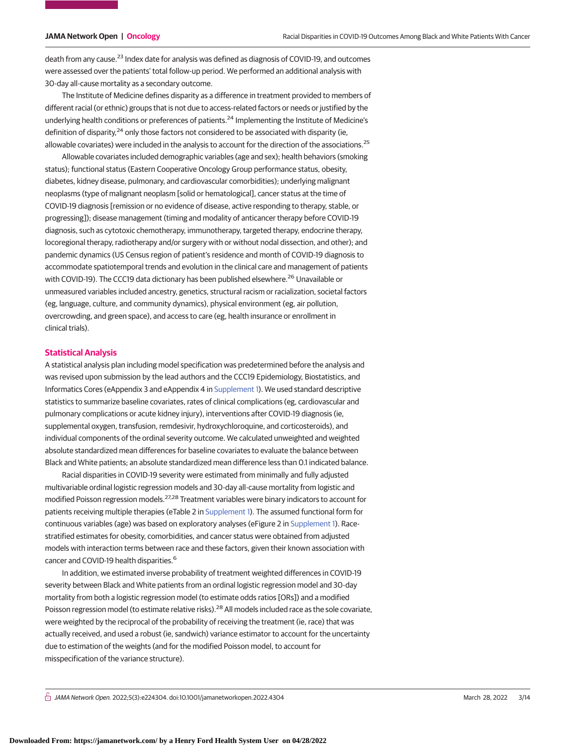death from any cause.[23] Index date for analysis was defined as diagnosis of COVID-19, and outcomes were assessed over the patients' total follow-up period. We performed an additional analysis with 30-day all-cause mortality as a secondary outcome.

The Institute of Medicine defines disparity as a difference in treatment provided to members of different racial (or ethnic) groups that is not due to access-related factors or needs or justified by the underlying health conditions or preferences of patients.[24] Implementing the Institute of Medicine's definition of disparity,[24] only those factors not considered to be associated with disparity (ie, allowable covariates) were included in the analysis to account for the direction of the associations.[25]

Allowable covariates included demographic variables (age and sex); health behaviors (smoking status); functional status (Eastern Cooperative Oncology Group performance status, obesity, diabetes, kidney disease, pulmonary, and cardiovascular comorbidities); underlying malignant neoplasms (type of malignant neoplasm [solid or hematological], cancer status at the time of COVID-19 diagnosis [remission or no evidence of disease, active responding to therapy, stable, or progressing]); disease management (timing and modality of anticancer therapy before COVID-19 diagnosis, such as cytotoxic chemotherapy, immunotherapy, targeted therapy, endocrine therapy, locoregional therapy, radiotherapy and/or surgery with or without nodal dissection, and other); and pandemic dynamics (US Census region of patient's residence and month of COVID-19 diagnosis to accommodate spatiotemporal trends and evolution in the clinical care and management of patients with COVID-19). The CCC19 data dictionary has been published elsewhere.[26] Unavailable or unmeasured variables included ancestry, genetics, structural racism or racialization, societal factors (eg, language, culture, and community dynamics), physical environment (eg, air pollution, overcrowding, and green space), and access to care (eg, health insurance or enrollment in clinical trials).

## Statistical Analysis

A statistical analysis plan including model specification was predetermined before the analysis and was revised upon submission by the lead authors and the CCC19 Epidemiology, Biostatistics, and Informatics Cores (eAppendix 3 and eAppendix 4 in Supplement 1). We used standard descriptive statistics to summarize baseline covariates, rates of clinical complications (eg, cardiovascular and pulmonary complications or acute kidney injury), interventions after COVID-19 diagnosis (ie, supplemental oxygen, transfusion, remdesivir, hydroxychloroquine, and corticosteroids), and individual components of the ordinal severity outcome. We calculated unweighted and weighted absolute standardized mean differences for baseline covariates to evaluate the balance between Black and White patients; an absolute standardized mean difference less than 0.1 indicated balance.

Racial disparities in COVID-19 severity were estimated from minimally and fully adjusted multivariable ordinal logistic regression models and 30-day all-cause mortality from logistic and modified Poisson regression models.[27,28] Treatment variables were binary indicators to account for patients receiving multiple therapies (eTable 2 in Supplement 1). The assumed functional form for continuous variables (age) was based on exploratory analyses (eFigure 2 in Supplement 1). Race-stratified estimates for obesity, comorbidities, and cancer status were obtained from adjusted models with interaction terms between race and these factors, given their known association with cancer and COVID-19 health disparities.[6]

In addition, we estimated inverse probability of treatment weighted differences in COVID-19 severity between Black and White patients from an ordinal logistic regression model and 30-day mortality from both a logistic regression model (to estimate odds ratios [ORs]) and a modified Poisson regression model (to estimate relative risks).[28] All models included race as the sole covariate, were weighted by the reciprocal of the probability of receiving the treatment (ie, race) that was actually received, and used a robust (ie, sandwich) variance estimator to account for the uncertainty due to estimation of the weights (and for the modified Poisson model, to account for misspecification of the variance structure).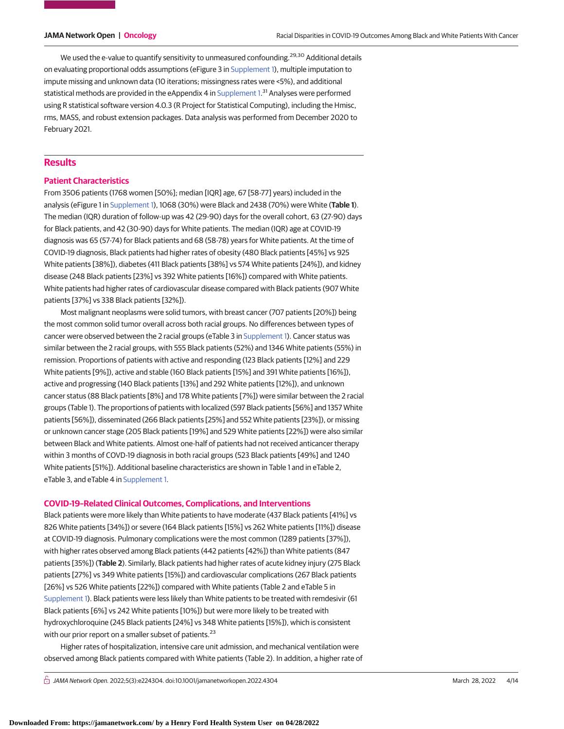We used the e-value to quantify sensitivity to unmeasured confounding.[29,30] Additional details on evaluating proportional odds assumptions (eFigure 3 in Supplement 1), multiple imputation to impute missing and unknown data (10 iterations; missingness rates were <5%), and additional statistical methods are provided in the eAppendix 4 in Supplement 1.[31] Analyses were performed using R statistical software version 4.0.3 (R Project for Statistical Computing), including the Hmisc, rms, MASS, and robust extension packages. Data analysis was performed from December 2020 to February 2021.

## Results

### Patient Characteristics

From 3506 patients (1768 women [50%]; median [IQR] age, 67 [58-77] years) included in the analysis (eFigure 1 in Supplement 1), 1068 (30%) were Black and 2438 (70%) were White (**Table 1**). The median (IQR) duration of follow-up was 42 (29-90) days for the overall cohort, 63 (27-90) days for Black patients, and 42 (30-90) days for White patients. The median (IQR) age at COVID-19 diagnosis was 65 (57-74) for Black patients and 68 (58-78) years for White patients. At the time of COVID-19 diagnosis, Black patients had higher rates of obesity (480 Black patients [45%] vs 925 White patients [38%]), diabetes (411 Black patients [38%] vs 574 White patients [24%]), and kidney disease (248 Black patients [23%] vs 392 White patients [16%]) compared with White patients. White patients had higher rates of cardiovascular disease compared with Black patients (907 White patients [37%] vs 338 Black patients [32%]).

Most malignant neoplasms were solid tumors, with breast cancer (707 patients [20%]) being the most common solid tumor overall across both racial groups. No differences between types of cancer were observed between the 2 racial groups (eTable 3 in Supplement 1). Cancer status was similar between the 2 racial groups, with 555 Black patients (52%) and 1346 White patients (55%) in remission. Proportions of patients with active and responding (123 Black patients [12%] and 229 White patients [9%]), active and stable (160 Black patients [15%] and 391 White patients [16%]), active and progressing (140 Black patients [13%] and 292 White patients [12%]), and unknown cancer status (88 Black patients [8%] and 178 White patients [7%]) were similar between the 2 racial groups (Table 1). The proportions of patients with localized (597 Black patients [56%] and 1357 White patients [56%]), disseminated (266 Black patients [25%] and 552 White patients [23%]), or missing or unknown cancer stage (205 Black patients [19%] and 529 White patients [22%]) were also similar between Black and White patients. Almost one-half of patients had not received anticancer therapy within 3 months of COVID-19 diagnosis in both racial groups (523 Black patients [49%] and 1240 White patients [51%]). Additional baseline characteristics are shown in Table 1 and in eTable 2, eTable 3, and eTable 4 in Supplement 1.

### COVID-19–Related Clinical Outcomes, Complications, and Interventions

Black patients were more likely than White patients to have moderate (437 Black patients [41%] vs 826 White patients [34%]) or severe (164 Black patients [15%] vs 262 White patients [11%]) disease at COVID-19 diagnosis. Pulmonary complications were the most common (1289 patients [37%]), with higher rates observed among Black patients (442 patients [42%]) than White patients (847 patients [35%]) (**Table 2**). Similarly, Black patients had higher rates of acute kidney injury (275 Black patients [27%] vs 349 White patients [15%]) and cardiovascular complications (267 Black patients [26%] vs 526 White patients [22%]) compared with White patients (Table 2 and eTable 5 in Supplement 1). Black patients were less likely than White patients to be treated with remdesivir (61 Black patients [6%] vs 242 White patients [10%]) but were more likely to be treated with hydroxychloroquine (245 Black patients [24%] vs 348 White patients [15%]), which is consistent with our prior report on a smaller subset of patients.[23]

Higher rates of hospitalization, intensive care unit admission, and mechanical ventilation were observed among Black patients compared with White patients (Table 2). In addition, a higher rate of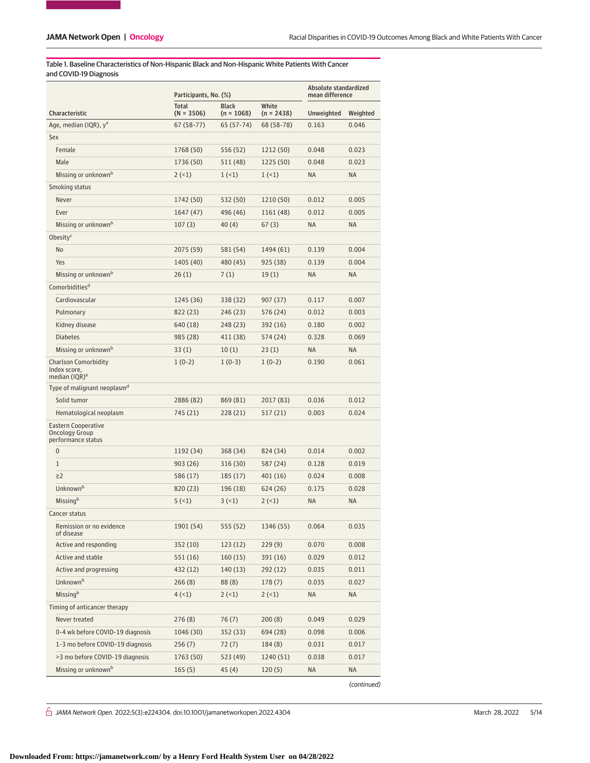Table 1. Baseline Characteristics of Non-Hispanic Black and Non-Hispanic White Patients With Cancer and COVID-19 Diagnosis

| Characteristic | Participants, No. (%) | | | Absolute standardized mean difference | |
|---|---|---|---|---|---|
| | Total (N = 3506) | Black (n = 1068) | White (n = 2438) | Unweighted | Weighted |
| Age, median (IQR), y[a] | 67 (58-77) | 65 (57-74) | 68 (58-78) | 0.163 | 0.046 |
| Sex | | | | | |
| Female | 1768 (50) | 556 (52) | 1212 (50) | 0.048 | 0.023 |
| Male | 1736 (50) | 511 (48) | 1225 (50) | 0.048 | 0.023 |
| Missing or unknown[b] | 2 (<1) | 1 (<1) | 1 (<1) | NA | NA |
| Smoking status | | | | | |
| Never | 1742 (50) | 532 (50) | 1210 (50) | 0.012 | 0.005 |
| Ever | 1647 (47) | 496 (46) | 1161 (48) | 0.012 | 0.005 |
| Missing or unknown[b] | 107 (3) | 40 (4) | 67 (3) | NA | NA |
| Obesity[c] | | | | | |
| No | 2075 (59) | 581 (54) | 1494 (61) | 0.139 | 0.004 |
| Yes | 1405 (40) | 480 (45) | 925 (38) | 0.139 | 0.004 |
| Missing or unknown[b] | 26 (1) | 7 (1) | 19 (1) | NA | NA |
| Comorbidities[d] | | | | | |
| Cardiovascular | 1245 (36) | 338 (32) | 907 (37) | 0.117 | 0.007 |
| Pulmonary | 822 (23) | 246 (23) | 576 (24) | 0.012 | 0.003 |
| Kidney disease | 640 (18) | 248 (23) | 392 (16) | 0.180 | 0.002 |
| Diabetes | 985 (28) | 411 (38) | 574 (24) | 0.328 | 0.069 |
| Missing or unknown[b] | 33 (1) | 10 (1) | 23 (1) | NA | NA |
| Charlson Comorbidity Index score, median (IQR)[e] | 1 (0-2) | 1 (0-3) | 1 (0-2) | 0.190 | 0.061 |
| Type of malignant neoplasm[d] | | | | | |
| Solid tumor | 2886 (82) | 869 (81) | 2017 (83) | 0.036 | 0.012 |
| Hematological neoplasm | 745 (21) | 228 (21) | 517 (21) | 0.003 | 0.024 |
| Eastern Cooperative Oncology Group performance status | | | | | |
| 0 | 1192 (34) | 368 (34) | 824 (34) | 0.014 | 0.002 |
| 1 | 903 (26) | 316 (30) | 587 (24) | 0.128 | 0.019 |
| ≥2 | 586 (17) | 185 (17) | 401 (16) | 0.024 | 0.008 |
| Unknown[b] | 820 (23) | 196 (18) | 624 (26) | 0.175 | 0.028 |
| Missing[b] | 5 (<1) | 3 (<1) | 2 (<1) | NA | NA |
| Cancer status | | | | | |
| Remission or no evidence of disease | 1901 (54) | 555 (52) | 1346 (55) | 0.064 | 0.035 |
| Active and responding | 352 (10) | 123 (12) | 229 (9) | 0.070 | 0.008 |
| Active and stable | 551 (16) | 160 (15) | 391 (16) | 0.029 | 0.012 |
| Active and progressing | 432 (12) | 140 (13) | 292 (12) | 0.035 | 0.011 |
| Unknown[b] | 266 (8) | 88 (8) | 178 (7) | 0.035 | 0.027 |
| Missing[b] | 4 (<1) | 2 (<1) | 2 (<1) | NA | NA |
| Timing of anticancer therapy | | | | | |
| Never treated | 276 (8) | 76 (7) | 200 (8) | 0.049 | 0.029 |
| 0-4 wk before COVID-19 diagnosis | 1046 (30) | 352 (33) | 694 (28) | 0.098 | 0.006 |
| 1-3 mo before COVID-19 diagnosis | 256 (7) | 72 (7) | 184 (8) | 0.031 | 0.017 |
| >3 mo before COVID-19 diagnosis | 1763 (50) | 523 (49) | 1240 (51) | 0.038 | 0.017 |
| Missing or unknown[b] | 165 (5) | 45 (4) | 120 (5) | NA | NA |

(continued)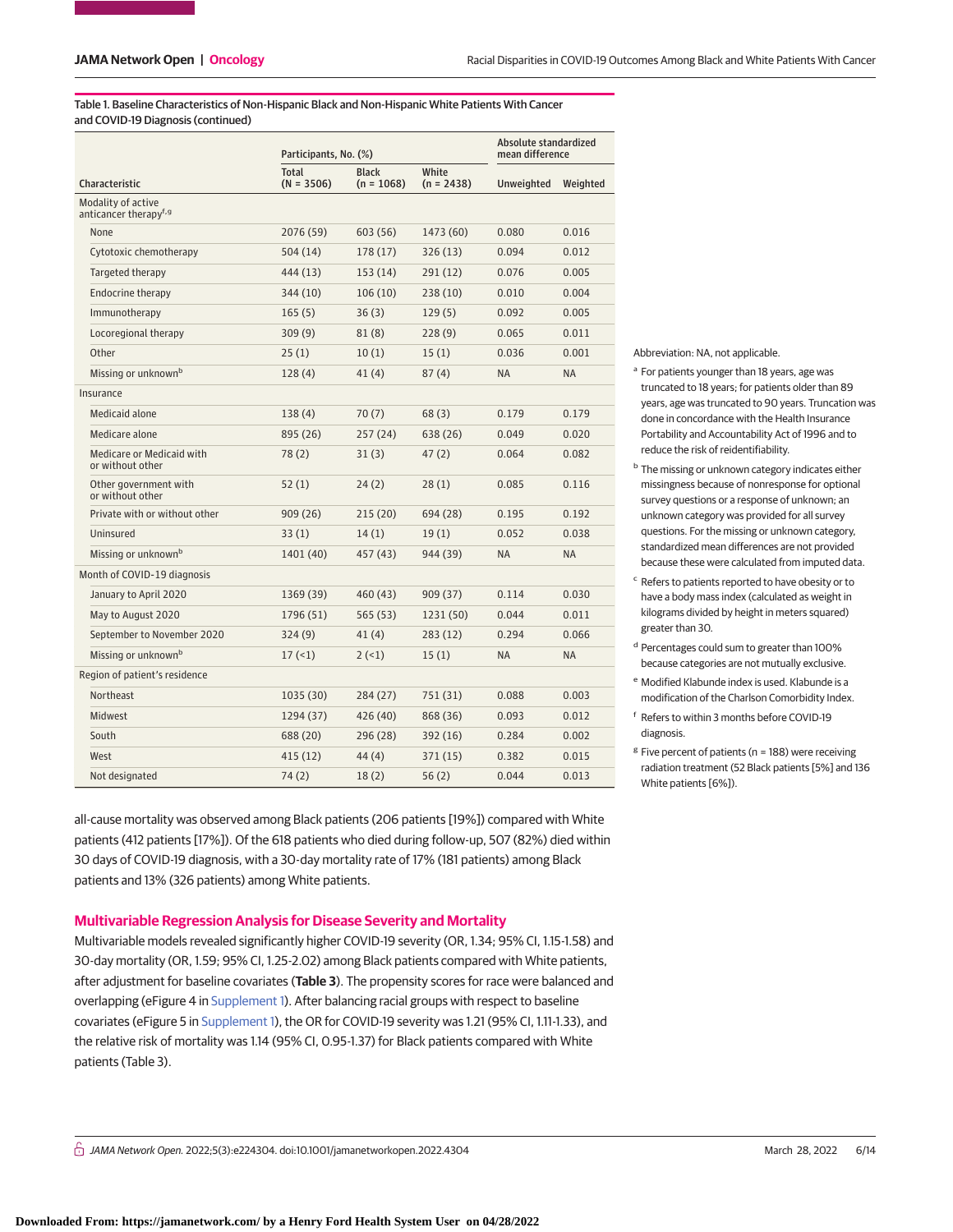Table 1. Baseline Characteristics of Non-Hispanic Black and Non-Hispanic White Patients With Cancer and COVID-19 Diagnosis (continued)

| Characteristic | Participants, No. (%) | | | Absolute standardized mean difference | |
|---|---|---|---|---|---|
| | Total (N = 3506) | Black (n = 1068) | White (n = 2438) | Unweighted | Weighted |
| Modality of active anticancer therapy[f,g] | | | | | |
| None | 2076 (59) | 603 (56) | 1473 (60) | 0.080 | 0.016 |
| Cytotoxic chemotherapy | 504 (14) | 178 (17) | 326 (13) | 0.094 | 0.012 |
| Targeted therapy | 444 (13) | 153 (14) | 291 (12) | 0.076 | 0.005 |
| Endocrine therapy | 344 (10) | 106 (10) | 238 (10) | 0.010 | 0.004 |
| Immunotherapy | 165 (5) | 36 (3) | 129 (5) | 0.092 | 0.005 |
| Locoregional therapy | 309 (9) | 81 (8) | 228 (9) | 0.065 | 0.011 |
| Other | 25 (1) | 10 (1) | 15 (1) | 0.036 | 0.001 |
| Missing or unknown[b] | 128 (4) | 41 (4) | 87 (4) | NA | NA |
| Insurance | | | | | |
| Medicaid alone | 138 (4) | 70 (7) | 68 (3) | 0.179 | 0.179 |
| Medicare alone | 895 (26) | 257 (24) | 638 (26) | 0.049 | 0.020 |
| Medicare or Medicaid with or without other | 78 (2) | 31 (3) | 47 (2) | 0.064 | 0.082 |
| Other government with or without other | 52 (1) | 24 (2) | 28 (1) | 0.085 | 0.116 |
| Private with or without other | 909 (26) | 215 (20) | 694 (28) | 0.195 | 0.192 |
| Uninsured | 33 (1) | 14 (1) | 19 (1) | 0.052 | 0.038 |
| Missing or unknown[b] | 1401 (40) | 457 (43) | 944 (39) | NA | NA |
| Month of COVID-19 diagnosis | | | | | |
| January to April 2020 | 1369 (39) | 460 (43) | 909 (37) | 0.114 | 0.030 |
| May to August 2020 | 1796 (51) | 565 (53) | 1231 (50) | 0.044 | 0.011 |
| September to November 2020 | 324 (9) | 41 (4) | 283 (12) | 0.294 | 0.066 |
| Missing or unknown[b] | 17 (<1) | 2 (<1) | 15 (1) | NA | NA |
| Region of patient's residence | | | | | |
| Northeast | 1035 (30) | 284 (27) | 751 (31) | 0.088 | 0.003 |
| Midwest | 1294 (37) | 426 (40) | 868 (36) | 0.093 | 0.012 |
| South | 688 (20) | 296 (28) | 392 (16) | 0.284 | 0.002 |
| West | 415 (12) | 44 (4) | 371 (15) | 0.382 | 0.015 |
| Not designated | 74 (2) | 18 (2) | 56 (2) | 0.044 | 0.013 |

Abbreviation: NA, not applicable.

[a] For patients younger than 18 years, age was truncated to 18 years; for patients older than 89 years, age was truncated to 90 years. Truncation was done in concordance with the Health Insurance Portability and Accountability Act of 1996 and to reduce the risk of reidentifiability.

[b] The missing or unknown category indicates either missingness because of nonresponse for optional survey questions or a response of unknown; an unknown category was provided for all survey questions. For the missing or unknown category, standardized mean differences are not provided because these were calculated from imputed data.

[c] Refers to patients reported to have obesity or to have a body mass index (calculated as weight in kilograms divided by height in meters squared) greater than 30.

[d] Percentages could sum to greater than 100% because categories are not mutually exclusive.

[e] Modified Klabunde index is used. Klabunde is a modification of the Charlson Comorbidity Index.

[f] Refers to within 3 months before COVID-19 diagnosis.

[g] Five percent of patients (n = 188) were receiving radiation treatment (52 Black patients [5%] and 136 White patients [6%]).

all-cause mortality was observed among Black patients (206 patients [19%]) compared with White patients (412 patients [17%]). Of the 618 patients who died during follow-up, 507 (82%) died within 30 days of COVID-19 diagnosis, with a 30-day mortality rate of 17% (181 patients) among Black patients and 13% (326 patients) among White patients.

## Multivariable Regression Analysis for Disease Severity and Mortality

Multivariable models revealed significantly higher COVID-19 severity (OR, 1.34; 95% CI, 1.15-1.58) and 30-day mortality (OR, 1.59; 95% CI, 1.25-2.02) among Black patients compared with White patients, after adjustment for baseline covariates (**Table 3**). The propensity scores for race were balanced and overlapping (eFigure 4 in Supplement 1). After balancing racial groups with respect to baseline covariates (eFigure 5 in Supplement 1), the OR for COVID-19 severity was 1.21 (95% CI, 1.11-1.33), and the relative risk of mortality was 1.14 (95% CI, 0.95-1.37) for Black patients compared with White patients (Table 3).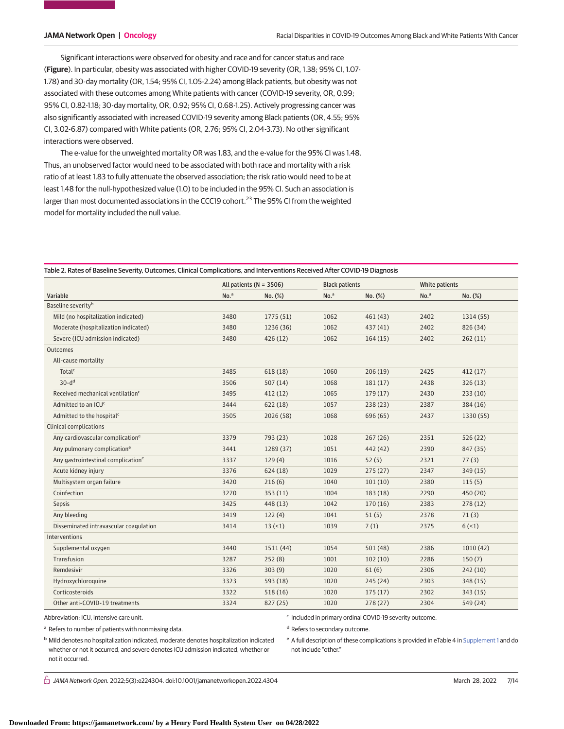Significant interactions were observed for obesity and race and for cancer status and race (**Figure**). In particular, obesity was associated with higher COVID-19 severity (OR, 1.38; 95% CI, 1.07-1.78) and 30-day mortality (OR, 1.54; 95% CI, 1.05-2.24) among Black patients, but obesity was not associated with these outcomes among White patients with cancer (COVID-19 severity, OR, 0.99; 95% CI, 0.82-1.18; 30-day mortality, OR, 0.92; 95% CI, 0.68-1.25). Actively progressing cancer was also significantly associated with increased COVID-19 severity among Black patients (OR, 4.55; 95% CI, 3.02-6.87) compared with White patients (OR, 2.76; 95% CI, 2.04-3.73). No other significant interactions were observed.

The e-value for the unweighted mortality OR was 1.83, and the e-value for the 95% CI was 1.48. Thus, an unobserved factor would need to be associated with both race and mortality with a risk ratio of at least 1.83 to fully attenuate the observed association; the risk ratio would need to be at least 1.48 for the null-hypothesized value (1.0) to be included in the 95% CI. Such an association is larger than most documented associations in the CCC19 cohort.[23] The 95% CI from the weighted model for mortality included the null value.

Table 2. Rates of Baseline Severity, Outcomes, Clinical Complications, and Interventions Received After COVID-19 Diagnosis

| Variable | All patients (N = 3506) | | Black patients | | White patients | |
|---|---|---|---|---|---|---|
| | No.[a] | No. (%) | No.[a] | No. (%) | No.[a] | No. (%) |
| Baseline severity[b] | | | | | | |
| Mild (no hospitalization indicated) | 3480 | 1775 (51) | 1062 | 461 (43) | 2402 | 1314 (55) |
| Moderate (hospitalization indicated) | 3480 | 1236 (36) | 1062 | 437 (41) | 2402 | 826 (34) |
| Severe (ICU admission indicated) | 3480 | 426 (12) | 1062 | 164 (15) | 2402 | 262 (11) |
| Outcomes | | | | | | |
| All-cause mortality | | | | | | |
| Total[c] | 3485 | 618 (18) | 1060 | 206 (19) | 2425 | 412 (17) |
| 30-d[d] | 3506 | 507 (14) | 1068 | 181 (17) | 2438 | 326 (13) |
| Received mechanical ventilation[c] | 3495 | 412 (12) | 1065 | 179 (17) | 2430 | 233 (10) |
| Admitted to an ICU[c] | 3444 | 622 (18) | 1057 | 238 (23) | 2387 | 384 (16) |
| Admitted to the hospital[c] | 3505 | 2026 (58) | 1068 | 696 (65) | 2437 | 1330 (55) |
| Clinical complications | | | | | | |
| Any cardiovascular complication[e] | 3379 | 793 (23) | 1028 | 267 (26) | 2351 | 526 (22) |
| Any pulmonary complication[e] | 3441 | 1289 (37) | 1051 | 442 (42) | 2390 | 847 (35) |
| Any gastrointestinal complication[e] | 3337 | 129 (4) | 1016 | 52 (5) | 2321 | 77 (3) |
| Acute kidney injury | 3376 | 624 (18) | 1029 | 275 (27) | 2347 | 349 (15) |
| Multisystem organ failure | 3420 | 216 (6) | 1040 | 101 (10) | 2380 | 115 (5) |
| Coinfection | 3270 | 353 (11) | 1004 | 183 (18) | 2290 | 450 (20) |
| Sepsis | 3425 | 448 (13) | 1042 | 170 (16) | 2383 | 278 (12) |
| Any bleeding | 3419 | 122 (4) | 1041 | 51 (5) | 2378 | 71 (3) |
| Disseminated intravascular coagulation | 3414 | 13 (<1) | 1039 | 7 (1) | 2375 | 6 (<1) |
| Interventions | | | | | | |
| Supplemental oxygen | 3440 | 1511 (44) | 1054 | 501 (48) | 2386 | 1010 (42) |
| Transfusion | 3287 | 252 (8) | 1001 | 102 (10) | 2286 | 150 (7) |
| Remdesivir | 3326 | 303 (9) | 1020 | 61 (6) | 2306 | 242 (10) |
| Hydroxychloroquine | 3323 | 593 (18) | 1020 | 245 (24) | 2303 | 348 (15) |
| Corticosteroids | 3322 | 518 (16) | 1020 | 175 (17) | 2302 | 343 (15) |
| Other anti-COVID-19 treatments | 3324 | 827 (25) | 1020 | 278 (27) | 2304 | 549 (24) |

Abbreviation: ICU, intensive care unit.

[a] Refers to number of patients with nonmissing data.

[b] Mild denotes no hospitalization indicated, moderate denotes hospitalization indicated whether or not it occurred, and severe denotes ICU admission indicated, whether or not it occurred.

[c] Included in primary ordinal COVID-19 severity outcome.

[d] Refers to secondary outcome.

[e] A full description of these complications is provided in eTable 4 in Supplement 1 and do not include "other."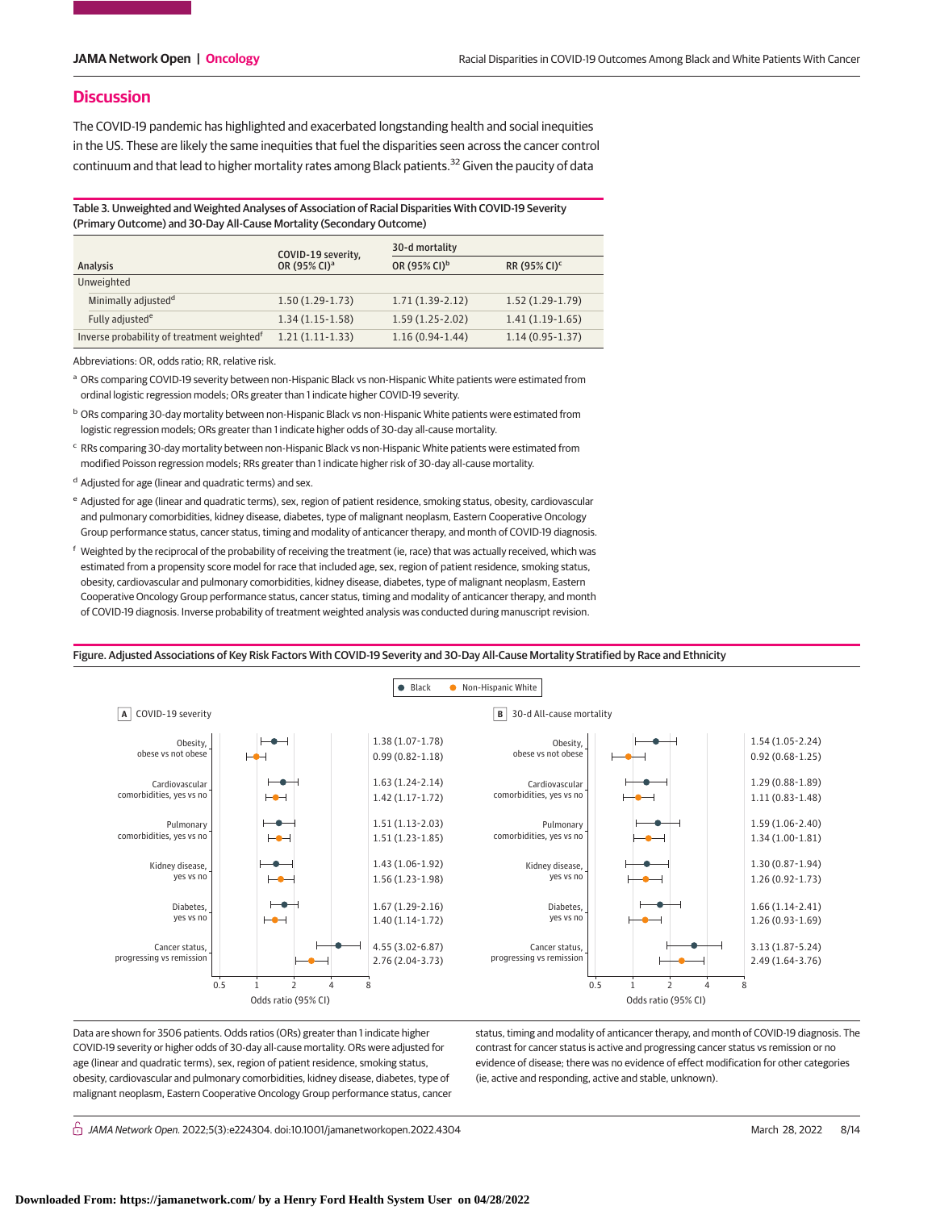## Discussion

The COVID-19 pandemic has highlighted and exacerbated longstanding health and social inequities in the US. These are likely the same inequities that fuel the disparities seen across the cancer control continuum and that lead to higher mortality rates among Black patients.[32] Given the paucity of data

Table 3. Unweighted and Weighted Analyses of Association of Racial Disparities With COVID-19 Severity (Primary Outcome) and 30-Day All-Cause Mortality (Secondary Outcome)

| Analysis | COVID-19 severity, OR (95% CI)[a] | 30-d mortality | |
|---|---|---|---|
| | | OR (95% CI)[b] | RR (95% CI)[c] |
| Unweighted | | | |
| Minimally adjusted[d] | 1.50 (1.29-1.73) | 1.71 (1.39-2.12) | 1.52 (1.29-1.79) |
| Fully adjusted[e] | 1.34 (1.15-1.58) | 1.59 (1.25-2.02) | 1.41 (1.19-1.65) |
| Inverse probability of treatment weighted[f] | 1.21 (1.11-1.33) | 1.16 (0.94-1.44) | 1.14 (0.95-1.37) |

Abbreviations: OR, odds ratio; RR, relative risk.

[a] ORs comparing COVID-19 severity between non-Hispanic Black vs non-Hispanic White patients were estimated from ordinal logistic regression models; ORs greater than 1 indicate higher COVID-19 severity.

[b] ORs comparing 30-day mortality between non-Hispanic Black vs non-Hispanic White patients were estimated from logistic regression models; ORs greater than 1 indicate higher odds of 30-day all-cause mortality.

[c] RRs comparing 30-day mortality between non-Hispanic Black vs non-Hispanic White patients were estimated from modified Poisson regression models; RRs greater than 1 indicate higher risk of 30-day all-cause mortality.

[d] Adjusted for age (linear and quadratic terms) and sex.

[e] Adjusted for age (linear and quadratic terms), sex, region of patient residence, smoking status, obesity, cardiovascular and pulmonary comorbidities, kidney disease, diabetes, type of malignant neoplasm, Eastern Cooperative Oncology Group performance status, cancer status, timing and modality of anticancer therapy, and month of COVID-19 diagnosis.

[f] Weighted by the reciprocal of the probability of receiving the treatment (ie, race) that was actually received, which was estimated from a propensity score model for race that included age, sex, region of patient residence, smoking status, obesity, cardiovascular and pulmonary comorbidities, kidney disease, diabetes, type of malignant neoplasm, Eastern Cooperative Oncology Group performance status, cancer status, timing and modality of anticancer therapy, and month of COVID-19 diagnosis. Inverse probability of treatment weighted analysis was conducted during manuscript revision.

Figure. Adjusted Associations of Key Risk Factors With COVID-19 Severity and 30-Day All-Cause Mortality Stratified by Race and Ethnicity

A COVID-19 severity (Odds ratio (95% CI))

| Risk factor | Black | Non-Hispanic White |
|---|---|---|
| Obesity, obese vs not obese | 1.38 (1.07-1.78) | 0.99 (0.82-1.18) |
| Cardiovascular comorbidities, yes vs no | 1.63 (1.24-2.14) | 1.42 (1.17-1.72) |
| Pulmonary comorbidities, yes vs no | 1.51 (1.13-2.03) | 1.51 (1.23-1.85) |
| Kidney disease, yes vs no | 1.43 (1.06-1.92) | 1.56 (1.23-1.98) |
| Diabetes, yes vs no | 1.67 (1.29-2.16) | 1.40 (1.14-1.72) |
| Cancer status, progressing vs remission | 4.55 (3.02-6.87) | 2.76 (2.04-3.73) |

B 30-d All-cause mortality (Odds ratio (95% CI))

| Risk factor | Black | Non-Hispanic White |
|---|---|---|
| Obesity, obese vs not obese | 1.54 (1.05-2.24) | 0.92 (0.68-1.25) |
| Cardiovascular comorbidities, yes vs no | 1.29 (0.88-1.89) | 1.11 (0.83-1.48) |
| Pulmonary comorbidities, yes vs no | 1.59 (1.06-2.40) | 1.34 (1.00-1.81) |
| Kidney disease, yes vs no | 1.30 (0.87-1.94) | 1.26 (0.92-1.73) |
| Diabetes, yes vs no | 1.66 (1.14-2.41) | 1.26 (0.93-1.69) |
| Cancer status, progressing vs remission | 3.13 (1.87-5.24) | 2.49 (1.64-3.76) |

Data are shown for 3506 patients. Odds ratios (ORs) greater than 1 indicate higher COVID-19 severity or higher odds of 30-day all-cause mortality. ORs were adjusted for age (linear and quadratic terms), sex, region of patient residence, smoking status, obesity, cardiovascular and pulmonary comorbidities, kidney disease, diabetes, type of malignant neoplasm, Eastern Cooperative Oncology Group performance status, cancer status, timing and modality of anticancer therapy, and month of COVID-19 diagnosis. The contrast for cancer status is active and progressing cancer status vs remission or no evidence of disease; there was no evidence of effect modification for other categories (ie, active and responding, active and stable, unknown).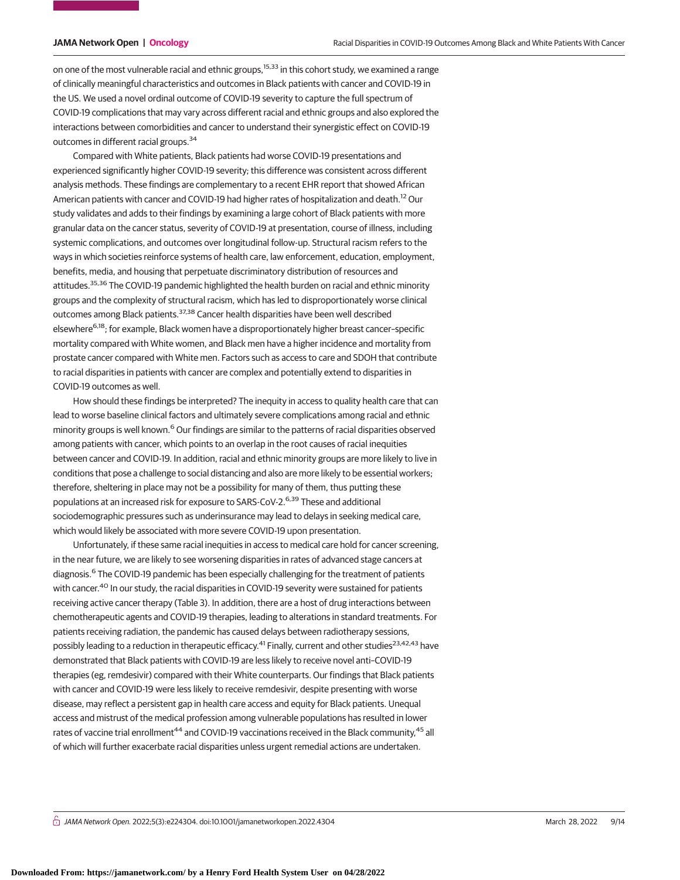on one of the most vulnerable racial and ethnic groups,[15,33] in this cohort study, we examined a range of clinically meaningful characteristics and outcomes in Black patients with cancer and COVID-19 in the US. We used a novel ordinal outcome of COVID-19 severity to capture the full spectrum of COVID-19 complications that may vary across different racial and ethnic groups and also explored the interactions between comorbidities and cancer to understand their synergistic effect on COVID-19 outcomes in different racial groups.[34]

Compared with White patients, Black patients had worse COVID-19 presentations and experienced significantly higher COVID-19 severity; this difference was consistent across different analysis methods. These findings are complementary to a recent EHR report that showed African American patients with cancer and COVID-19 had higher rates of hospitalization and death.[12] Our study validates and adds to their findings by examining a large cohort of Black patients with more granular data on the cancer status, severity of COVID-19 at presentation, course of illness, including systemic complications, and outcomes over longitudinal follow-up. Structural racism refers to the ways in which societies reinforce systems of health care, law enforcement, education, employment, benefits, media, and housing that perpetuate discriminatory distribution of resources and attitudes.[35,36] The COVID-19 pandemic highlighted the health burden on racial and ethnic minority groups and the complexity of structural racism, which has led to disproportionately worse clinical outcomes among Black patients.[37,38] Cancer health disparities have been well described elsewhere[6,18]; for example, Black women have a disproportionately higher breast cancer–specific mortality compared with White women, and Black men have a higher incidence and mortality from prostate cancer compared with White men. Factors such as access to care and SDOH that contribute to racial disparities in patients with cancer are complex and potentially extend to disparities in COVID-19 outcomes as well.

How should these findings be interpreted? The inequity in access to quality health care that can lead to worse baseline clinical factors and ultimately severe complications among racial and ethnic minority groups is well known.[6] Our findings are similar to the patterns of racial disparities observed among patients with cancer, which points to an overlap in the root causes of racial inequities between cancer and COVID-19. In addition, racial and ethnic minority groups are more likely to live in conditions that pose a challenge to social distancing and also are more likely to be essential workers; therefore, sheltering in place may not be a possibility for many of them, thus putting these populations at an increased risk for exposure to SARS-CoV-2.[6,39] These and additional sociodemographic pressures such as underinsurance may lead to delays in seeking medical care, which would likely be associated with more severe COVID-19 upon presentation.

Unfortunately, if these same racial inequities in access to medical care hold for cancer screening, in the near future, we are likely to see worsening disparities in rates of advanced stage cancers at diagnosis.[6] The COVID-19 pandemic has been especially challenging for the treatment of patients with cancer.[40] In our study, the racial disparities in COVID-19 severity were sustained for patients receiving active cancer therapy (Table 3). In addition, there are a host of drug interactions between chemotherapeutic agents and COVID-19 therapies, leading to alterations in standard treatments. For patients receiving radiation, the pandemic has caused delays between radiotherapy sessions, possibly leading to a reduction in therapeutic efficacy.[41] Finally, current and other studies[23,42,43] have demonstrated that Black patients with COVID-19 are less likely to receive novel anti–COVID-19 therapies (eg, remdesivir) compared with their White counterparts. Our findings that Black patients with cancer and COVID-19 were less likely to receive remdesivir, despite presenting with worse disease, may reflect a persistent gap in health care access and equity for Black patients. Unequal access and mistrust of the medical profession among vulnerable populations has resulted in lower rates of vaccine trial enrollment[44] and COVID-19 vaccinations received in the Black community,[45] all of which will further exacerbate racial disparities unless urgent remedial actions are undertaken.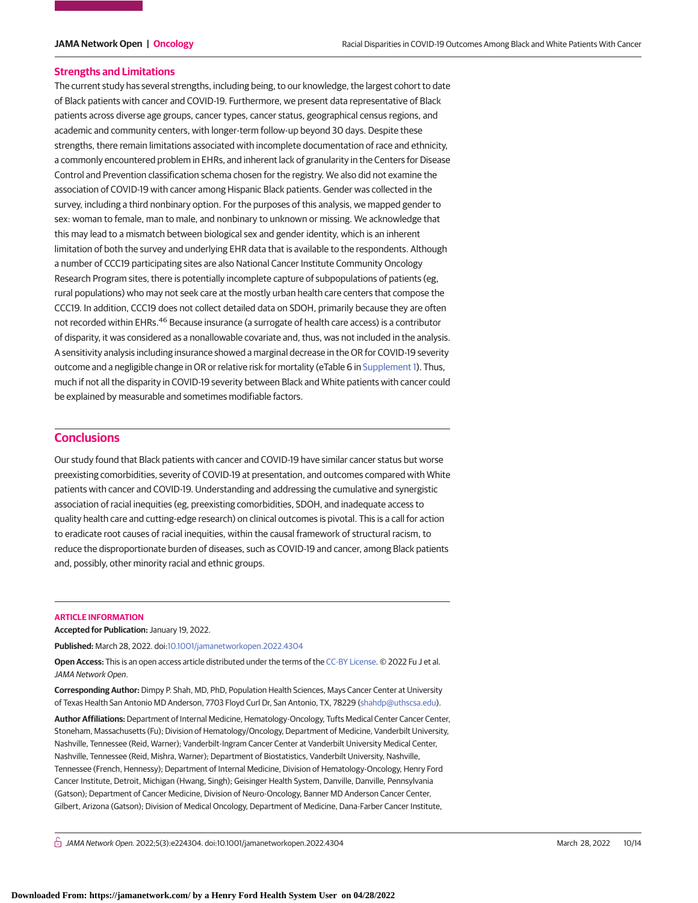### Strengths and Limitations

The current study has several strengths, including being, to our knowledge, the largest cohort to date of Black patients with cancer and COVID-19. Furthermore, we present data representative of Black patients across diverse age groups, cancer types, cancer status, geographical census regions, and academic and community centers, with longer-term follow-up beyond 30 days. Despite these strengths, there remain limitations associated with incomplete documentation of race and ethnicity, a commonly encountered problem in EHRs, and inherent lack of granularity in the Centers for Disease Control and Prevention classification schema chosen for the registry. We also did not examine the association of COVID-19 with cancer among Hispanic Black patients. Gender was collected in the survey, including a third nonbinary option. For the purposes of this analysis, we mapped gender to sex: woman to female, man to male, and nonbinary to unknown or missing. We acknowledge that this may lead to a mismatch between biological sex and gender identity, which is an inherent limitation of both the survey and underlying EHR data that is available to the respondents. Although a number of CCC19 participating sites are also National Cancer Institute Community Oncology Research Program sites, there is potentially incomplete capture of subpopulations of patients (eg, rural populations) who may not seek care at the mostly urban health care centers that compose the CCC19. In addition, CCC19 does not collect detailed data on SDOH, primarily because they are often not recorded within EHRs.[46] Because insurance (a surrogate of health care access) is a contributor of disparity, it was considered as a nonallowable covariate and, thus, was not included in the analysis. A sensitivity analysis including insurance showed a marginal decrease in the OR for COVID-19 severity outcome and a negligible change in OR or relative risk for mortality (eTable 6 in Supplement 1). Thus, much if not all the disparity in COVID-19 severity between Black and White patients with cancer could be explained by measurable and sometimes modifiable factors.

## Conclusions

Our study found that Black patients with cancer and COVID-19 have similar cancer status but worse preexisting comorbidities, severity of COVID-19 at presentation, and outcomes compared with White patients with cancer and COVID-19. Understanding and addressing the cumulative and synergistic association of racial inequities (eg, preexisting comorbidities, SDOH, and inadequate access to quality health care and cutting-edge research) on clinical outcomes is pivotal. This is a call for action to eradicate root causes of racial inequities, within the causal framework of structural racism, to reduce the disproportionate burden of diseases, such as COVID-19 and cancer, among Black patients and, possibly, other minority racial and ethnic groups.

#### ARTICLE INFORMATION

**Accepted for Publication:** January 19, 2022.

**Published:** March 28, 2022. doi:10.1001/jamanetworkopen.2022.4304

**Open Access:** This is an open access article distributed under the terms of the CC-BY License. © 2022 Fu J et al. *JAMA Network Open*.

**Corresponding Author:** Dimpy P. Shah, MD, PhD, Population Health Sciences, Mays Cancer Center at University of Texas Health San Antonio MD Anderson, 7703 Floyd Curl Dr, San Antonio, TX, 78229 (shahdp@uthscsa.edu).

**Author Affiliations:** Department of Internal Medicine, Hematology-Oncology, Tufts Medical Center Cancer Center, Stoneham, Massachusetts (Fu); Division of Hematology/Oncology, Department of Medicine, Vanderbilt University, Nashville, Tennessee (Reid, Warner); Vanderbilt-Ingram Cancer Center at Vanderbilt University Medical Center, Nashville, Tennessee (Reid, Mishra, Warner); Department of Biostatistics, Vanderbilt University, Nashville, Tennessee (French, Hennessy); Department of Internal Medicine, Division of Hematology-Oncology, Henry Ford Cancer Institute, Detroit, Michigan (Hwang, Singh); Geisinger Health System, Danville, Danville, Pennsylvania (Gatson); Department of Cancer Medicine, Division of Neuro-Oncology, Banner MD Anderson Cancer Center, Gilbert, Arizona (Gatson); Division of Medical Oncology, Department of Medicine, Dana-Farber Cancer Institute,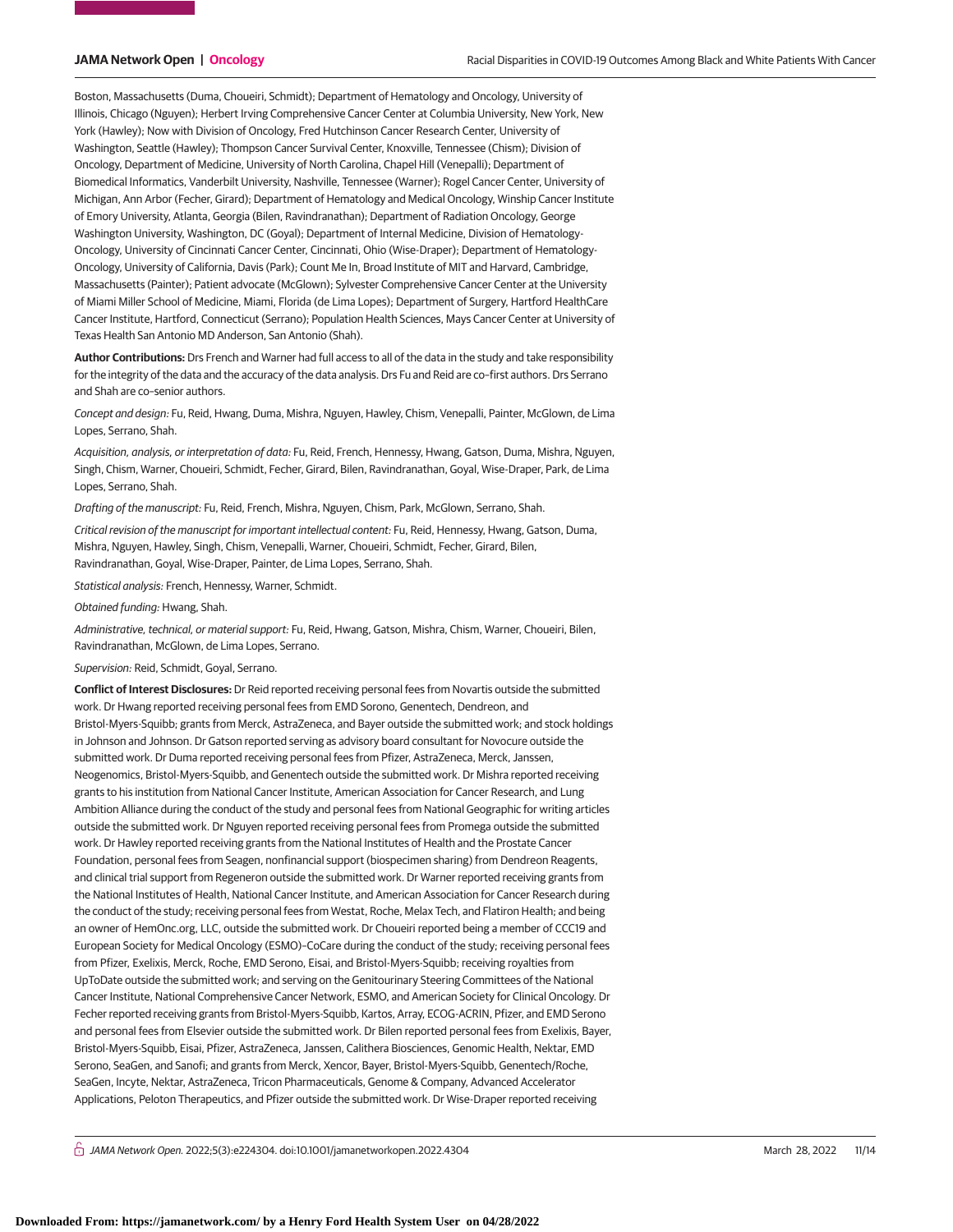Boston, Massachusetts (Duma, Choueiri, Schmidt); Department of Hematology and Oncology, University of Illinois, Chicago (Nguyen); Herbert Irving Comprehensive Cancer Center at Columbia University, New York, New York (Hawley); Now with Division of Oncology, Fred Hutchinson Cancer Research Center, University of Washington, Seattle (Hawley); Thompson Cancer Survival Center, Knoxville, Tennessee (Chism); Division of Oncology, Department of Medicine, University of North Carolina, Chapel Hill (Venepalli); Department of Biomedical Informatics, Vanderbilt University, Nashville, Tennessee (Warner); Rogel Cancer Center, University of Michigan, Ann Arbor (Fecher, Girard); Department of Hematology and Medical Oncology, Winship Cancer Institute of Emory University, Atlanta, Georgia (Bilen, Ravindranathan); Department of Radiation Oncology, George Washington University, Washington, DC (Goyal); Department of Internal Medicine, Division of Hematology-Oncology, University of Cincinnati Cancer Center, Cincinnati, Ohio (Wise-Draper); Department of Hematology-Oncology, University of California, Davis (Park); Count Me In, Broad Institute of MIT and Harvard, Cambridge, Massachusetts (Painter); Patient advocate (McGlown); Sylvester Comprehensive Cancer Center at the University of Miami Miller School of Medicine, Miami, Florida (de Lima Lopes); Department of Surgery, Hartford HealthCare Cancer Institute, Hartford, Connecticut (Serrano); Population Health Sciences, Mays Cancer Center at University of Texas Health San Antonio MD Anderson, San Antonio (Shah).

**Author Contributions:** Drs French and Warner had full access to all of the data in the study and take responsibility for the integrity of the data and the accuracy of the data analysis. Drs Fu and Reid are co–first authors. Drs Serrano and Shah are co–senior authors.

*Concept and design:* Fu, Reid, Hwang, Duma, Mishra, Nguyen, Hawley, Chism, Venepalli, Painter, McGlown, de Lima Lopes, Serrano, Shah.

*Acquisition, analysis, or interpretation of data:* Fu, Reid, French, Hennessy, Hwang, Gatson, Duma, Mishra, Nguyen, Singh, Chism, Warner, Choueiri, Schmidt, Fecher, Girard, Bilen, Ravindranathan, Goyal, Wise-Draper, Park, de Lima Lopes, Serrano, Shah.

*Drafting of the manuscript:* Fu, Reid, French, Mishra, Nguyen, Chism, Park, McGlown, Serrano, Shah.

*Critical revision of the manuscript for important intellectual content:* Fu, Reid, Hennessy, Hwang, Gatson, Duma, Mishra, Nguyen, Hawley, Singh, Chism, Venepalli, Warner, Choueiri, Schmidt, Fecher, Girard, Bilen, Ravindranathan, Goyal, Wise-Draper, Painter, de Lima Lopes, Serrano, Shah.

*Statistical analysis:* French, Hennessy, Warner, Schmidt.

*Obtained funding:* Hwang, Shah.

*Administrative, technical, or material support:* Fu, Reid, Hwang, Gatson, Mishra, Chism, Warner, Choueiri, Bilen, Ravindranathan, McGlown, de Lima Lopes, Serrano.

*Supervision:* Reid, Schmidt, Goyal, Serrano.

**Conflict of Interest Disclosures:** Dr Reid reported receiving personal fees from Novartis outside the submitted work. Dr Hwang reported receiving personal fees from EMD Sorono, Genentech, Dendreon, and Bristol-Myers-Squibb; grants from Merck, AstraZeneca, and Bayer outside the submitted work; and stock holdings in Johnson and Johnson. Dr Gatson reported serving as advisory board consultant for Novocure outside the submitted work. Dr Duma reported receiving personal fees from Pfizer, AstraZeneca, Merck, Janssen, Neogenomics, Bristol-Myers-Squibb, and Genentech outside the submitted work. Dr Mishra reported receiving grants to his institution from National Cancer Institute, American Association for Cancer Research, and Lung Ambition Alliance during the conduct of the study and personal fees from National Geographic for writing articles outside the submitted work. Dr Nguyen reported receiving personal fees from Promega outside the submitted work. Dr Hawley reported receiving grants from the National Institutes of Health and the Prostate Cancer Foundation, personal fees from Seagen, nonfinancial support (biospecimen sharing) from Dendreon Reagents, and clinical trial support from Regeneron outside the submitted work. Dr Warner reported receiving grants from the National Institutes of Health, National Cancer Institute, and American Association for Cancer Research during the conduct of the study; receiving personal fees from Westat, Roche, Melax Tech, and Flatiron Health; and being an owner of HemOnc.org, LLC, outside the submitted work. Dr Choueiri reported being a member of CCC19 and European Society for Medical Oncology (ESMO)–CoCare during the conduct of the study; receiving personal fees from Pfizer, Exelixis, Merck, Roche, EMD Serono, Eisai, and Bristol-Myers-Squibb; receiving royalties from UpToDate outside the submitted work; and serving on the Genitourinary Steering Committees of the National Cancer Institute, National Comprehensive Cancer Network, ESMO, and American Society for Clinical Oncology. Dr Fecher reported receiving grants from Bristol-Myers-Squibb, Kartos, Array, ECOG-ACRIN, Pfizer, and EMD Serono and personal fees from Elsevier outside the submitted work. Dr Bilen reported personal fees from Exelixis, Bayer, Bristol-Myers-Squibb, Eisai, Pfizer, AstraZeneca, Janssen, Calithera Biosciences, Genomic Health, Nektar, EMD Serono, SeaGen, and Sanofi; and grants from Merck, Xencor, Bayer, Bristol-Myers-Squibb, Genentech/Roche, SeaGen, Incyte, Nektar, AstraZeneca, Tricon Pharmaceuticals, Genome & Company, Advanced Accelerator Applications, Peloton Therapeutics, and Pfizer outside the submitted work. Dr Wise-Draper reported receiving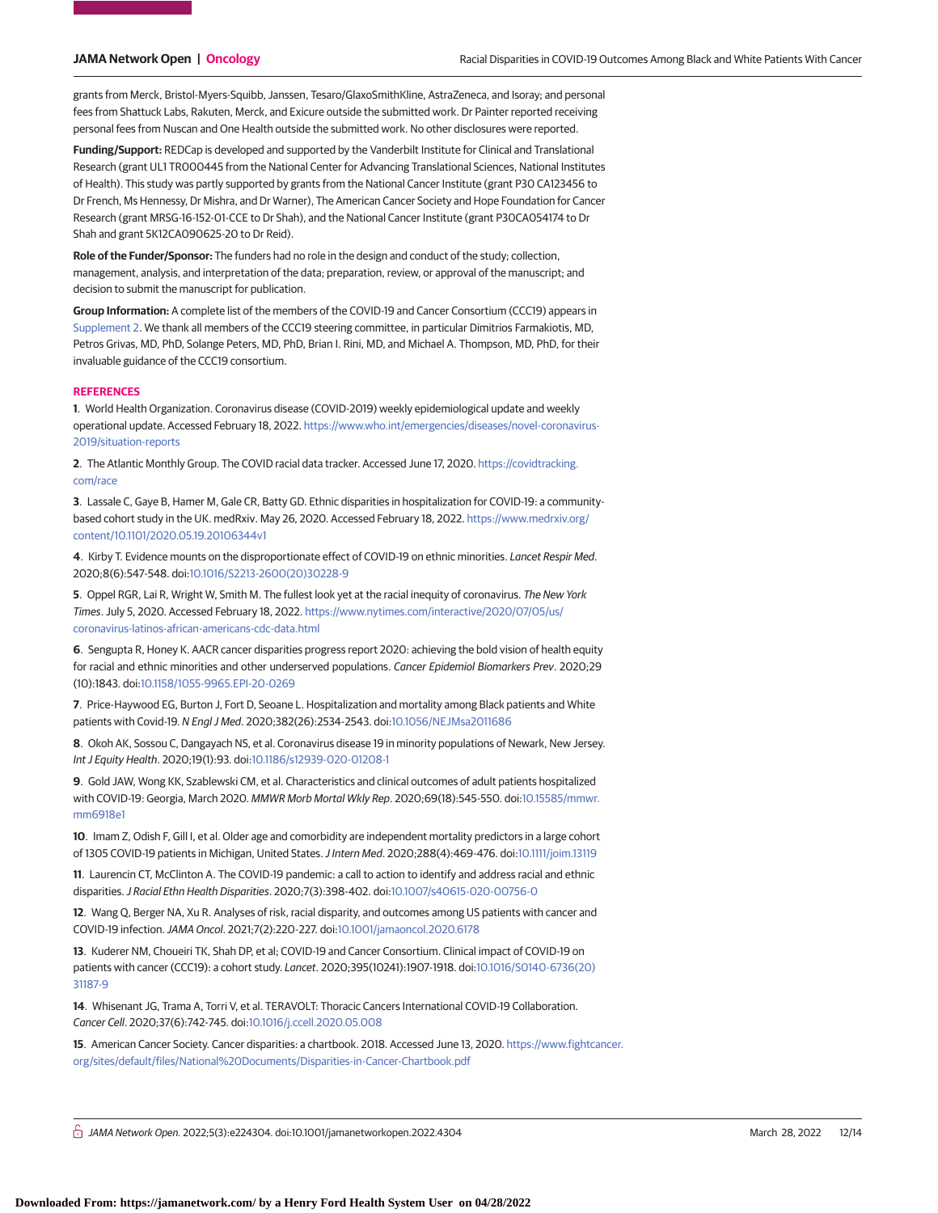grants from Merck, Bristol-Myers-Squibb, Janssen, Tesaro/GlaxoSmithKline, AstraZeneca, and Isoray; and personal fees from Shattuck Labs, Rakuten, Merck, and Exicure outside the submitted work. Dr Painter reported receiving personal fees from Nuscan and One Health outside the submitted work. No other disclosures were reported.

**Funding/Support:** REDCap is developed and supported by the Vanderbilt Institute for Clinical and Translational Research (grant UL1 TR000445 from the National Center for Advancing Translational Sciences, National Institutes of Health). This study was partly supported by grants from the National Cancer Institute (grant P30 CA123456 to Dr French, Ms Hennessy, Dr Mishra, and Dr Warner), The American Cancer Society and Hope Foundation for Cancer Research (grant MRSG-16-152-01-CCE to Dr Shah), and the National Cancer Institute (grant P30CA054174 to Dr Shah and grant 5K12CA090625-20 to Dr Reid).

**Role of the Funder/Sponsor:** The funders had no role in the design and conduct of the study; collection, management, analysis, and interpretation of the data; preparation, review, or approval of the manuscript; and decision to submit the manuscript for publication.

**Group Information:** A complete list of the members of the COVID-19 and Cancer Consortium (CCC19) appears in Supplement 2. We thank all members of the CCC19 steering committee, in particular Dimitrios Farmakiotis, MD, Petros Grivas, MD, PhD, Solange Peters, MD, PhD, Brian I. Rini, MD, and Michael A. Thompson, MD, PhD, for their invaluable guidance of the CCC19 consortium.

## REFERENCES

**1**. World Health Organization. Coronavirus disease (COVID-2019) weekly epidemiological update and weekly operational update. Accessed February 18, 2022. https://www.who.int/emergencies/diseases/novel-coronavirus-2019/situation-reports

**2**. The Atlantic Monthly Group. The COVID racial data tracker. Accessed June 17, 2020. https://covidtracking.com/race

**3**. Lassale C, Gaye B, Hamer M, Gale CR, Batty GD. Ethnic disparities in hospitalization for COVID-19: a community-based cohort study in the UK. medRxiv. May 26, 2020. Accessed February 18, 2022. https://www.medrxiv.org/content/10.1101/2020.05.19.20106344v1

**4**. Kirby T. Evidence mounts on the disproportionate effect of COVID-19 on ethnic minorities. *Lancet Respir Med*. 2020;8(6):547-548. doi:10.1016/S2213-2600(20)30228-9

**5**. Oppel RGR, Lai R, Wright W, Smith M. The fullest look yet at the racial inequity of coronavirus. *The New York Times*. July 5, 2020. Accessed February 18, 2022. https://www.nytimes.com/interactive/2020/07/05/us/coronavirus-latinos-african-americans-cdc-data.html

**6**. Sengupta R, Honey K. AACR cancer disparities progress report 2020: achieving the bold vision of health equity for racial and ethnic minorities and other underserved populations. *Cancer Epidemiol Biomarkers Prev*. 2020;29(10):1843. doi:10.1158/1055-9965.EPI-20-0269

**7**. Price-Haywood EG, Burton J, Fort D, Seoane L. Hospitalization and mortality among Black patients and White patients with Covid-19. *N Engl J Med*. 2020;382(26):2534-2543. doi:10.1056/NEJMsa2011686

**8**. Okoh AK, Sossou C, Dangayach NS, et al. Coronavirus disease 19 in minority populations of Newark, New Jersey. *Int J Equity Health*. 2020;19(1):93. doi:10.1186/s12939-020-01208-1

**9**. Gold JAW, Wong KK, Szablewski CM, et al. Characteristics and clinical outcomes of adult patients hospitalized with COVID-19: Georgia, March 2020. *MMWR Morb Mortal Wkly Rep*. 2020;69(18):545-550. doi:10.15585/mmwr.mm6918e1

**10**. Imam Z, Odish F, Gill I, et al. Older age and comorbidity are independent mortality predictors in a large cohort of 1305 COVID-19 patients in Michigan, United States. *J Intern Med*. 2020;288(4):469-476. doi:10.1111/joim.13119

**11**. Laurencin CT, McClinton A. The COVID-19 pandemic: a call to action to identify and address racial and ethnic disparities. *J Racial Ethn Health Disparities*. 2020;7(3):398-402. doi:10.1007/s40615-020-00756-0

**12**. Wang Q, Berger NA, Xu R. Analyses of risk, racial disparity, and outcomes among US patients with cancer and COVID-19 infection. *JAMA Oncol*. 2021;7(2):220-227. doi:10.1001/jamaoncol.2020.6178

**13**. Kuderer NM, Choueiri TK, Shah DP, et al; COVID-19 and Cancer Consortium. Clinical impact of COVID-19 on patients with cancer (CCC19): a cohort study. *Lancet*. 2020;395(10241):1907-1918. doi:10.1016/S0140-6736(20)31187-9

**14**. Whisenant JG, Trama A, Torri V, et al. TERAVOLT: Thoracic Cancers International COVID-19 Collaboration. *Cancer Cell*. 2020;37(6):742-745. doi:10.1016/j.ccell.2020.05.008

**15**. American Cancer Society. Cancer disparities: a chartbook. 2018. Accessed June 13, 2020. https://www.fightcancer.org/sites/default/files/National%20Documents/Disparities-in-Cancer-Chartbook.pdf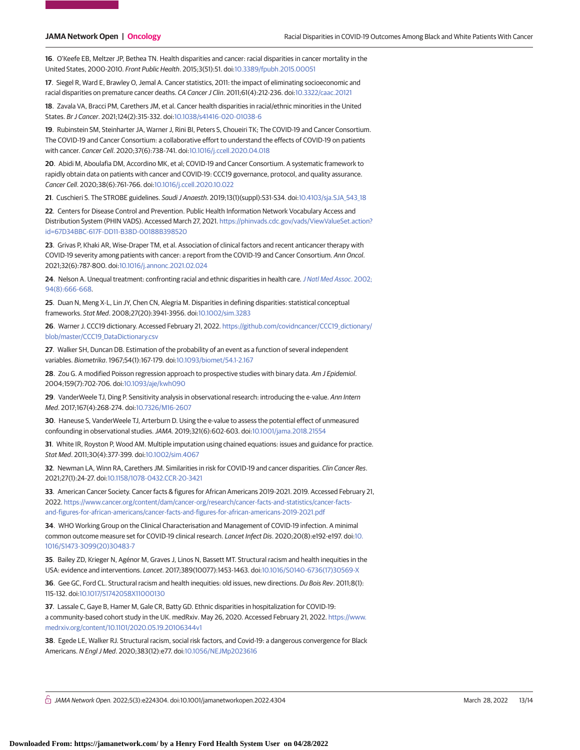16. O'Keefe EB, Meltzer JP, Bethea TN. Health disparities and cancer: racial disparities in cancer mortality in the United States, 2000-2010. *Front Public Health*. 2015;3(51):51. doi:10.3389/fpubh.2015.00051

17. Siegel R, Ward E, Brawley O, Jemal A. Cancer statistics, 2011: the impact of eliminating socioeconomic and racial disparities on premature cancer deaths. *CA Cancer J Clin*. 2011;61(4):212-236. doi:10.3322/caac.20121

18. Zavala VA, Bracci PM, Carethers JM, et al. Cancer health disparities in racial/ethnic minorities in the United States. *Br J Cancer*. 2021;124(2):315-332. doi:10.1038/s41416-020-01038-6

19. Rubinstein SM, Steinharter JA, Warner J, Rini BI, Peters S, Choueiri TK; The COVID-19 and Cancer Consortium. The COVID-19 and Cancer Consortium: a collaborative effort to understand the effects of COVID-19 on patients with cancer. *Cancer Cell*. 2020;37(6):738-741. doi:10.1016/j.ccell.2020.04.018

20. Abidi M, Aboulafia DM, Accordino MK, et al; COVID-19 and Cancer Consortium. A systematic framework to rapidly obtain data on patients with cancer and COVID-19: CCC19 governance, protocol, and quality assurance. *Cancer Cell*. 2020;38(6):761-766. doi:10.1016/j.ccell.2020.10.022

21. Cuschieri S. The STROBE guidelines. *Saudi J Anaesth*. 2019;13(1)(suppl):S31-S34. doi:10.4103/sja.SJA_543_18

22. Centers for Disease Control and Prevention. Public Health Information Network Vocabulary Access and Distribution System (PHIN VADS). Accessed March 27, 2021. https://phinvads.cdc.gov/vads/ViewValueSet.action?id=67D34BBC-617F-DD11-B38D-00188B398520

23. Grivas P, Khaki AR, Wise-Draper TM, et al. Association of clinical factors and recent anticancer therapy with COVID-19 severity among patients with cancer: a report from the COVID-19 and Cancer Consortium. *Ann Oncol*. 2021;32(6):787-800. doi:10.1016/j.annonc.2021.02.024

24. Nelson A. Unequal treatment: confronting racial and ethnic disparities in health care. *J Natl Med Assoc*. 2002;94(8):666-668.

25. Duan N, Meng X-L, Lin JY, Chen CN, Alegria M. Disparities in defining disparities: statistical conceptual frameworks. *Stat Med*. 2008;27(20):3941-3956. doi:10.1002/sim.3283

26. Warner J. CCC19 dictionary. Accessed February 21, 2022. https://github.com/covidncancer/CCC19_dictionary/blob/master/CCC19_DataDictionary.csv

27. Walker SH, Duncan DB. Estimation of the probability of an event as a function of several independent variables. *Biometrika*. 1967;54(1):167-179. doi:10.1093/biomet/54.1-2.167

28. Zou G. A modified Poisson regression approach to prospective studies with binary data. *Am J Epidemiol*. 2004;159(7):702-706. doi:10.1093/aje/kwh090

29. VanderWeele TJ, Ding P. Sensitivity analysis in observational research: introducing the e-value. *Ann Intern Med*. 2017;167(4):268-274. doi:10.7326/M16-2607

30. Haneuse S, VanderWeele TJ, Arterburn D. Using the e-value to assess the potential effect of unmeasured confounding in observational studies. *JAMA*. 2019;321(6):602-603. doi:10.1001/jama.2018.21554

31. White IR, Royston P, Wood AM. Multiple imputation using chained equations: issues and guidance for practice. *Stat Med*. 2011;30(4):377-399. doi:10.1002/sim.4067

32. Newman LA, Winn RA, Carethers JM. Similarities in risk for COVID-19 and cancer disparities. *Clin Cancer Res*. 2021;27(1):24-27. doi:10.1158/1078-0432.CCR-20-3421

33. American Cancer Society. Cancer facts & figures for African Americans 2019-2021. 2019. Accessed February 21, 2022. https://www.cancer.org/content/dam/cancer-org/research/cancer-facts-and-statistics/cancer-facts-and-figures-for-african-americans/cancer-facts-and-figures-for-african-americans-2019-2021.pdf

34. WHO Working Group on the Clinical Characterisation and Management of COVID-19 infection. A minimal common outcome measure set for COVID-19 clinical research. *Lancet Infect Dis*. 2020;20(8):e192-e197. doi:10.1016/S1473-3099(20)30483-7

35. Bailey ZD, Krieger N, Agénor M, Graves J, Linos N, Bassett MT. Structural racism and health inequities in the USA: evidence and interventions. *Lancet*. 2017;389(10077):1453-1463. doi:10.1016/S0140-6736(17)30569-X

36. Gee GC, Ford CL. Structural racism and health inequities: old issues, new directions. *Du Bois Rev*. 2011;8(1):115-132. doi:10.1017/S1742058X11000130

37. Lassale C, Gaye B, Hamer M, Gale CR, Batty GD. Ethnic disparities in hospitalization for COVID-19: a community-based cohort study in the UK. medRxiv. May 26, 2020. Accessed February 21, 2022. https://www.medrxiv.org/content/10.1101/2020.05.19.20106344v1

38. Egede LE, Walker RJ. Structural racism, social risk factors, and Covid-19: a dangerous convergence for Black Americans. *N Engl J Med*. 2020;383(12):e77. doi:10.1056/NEJMp2023616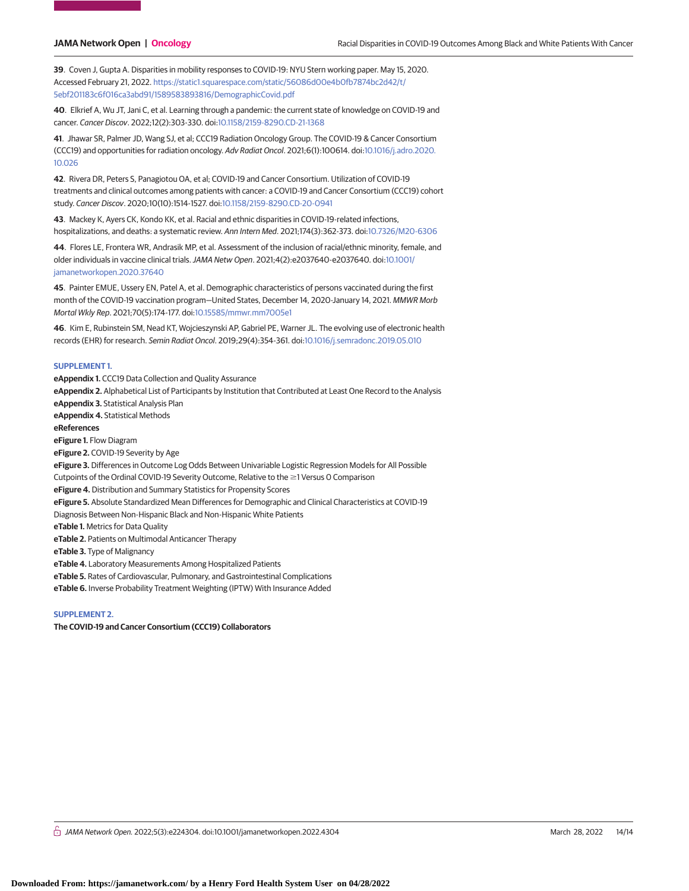**39**. Coven J, Gupta A. Disparities in mobility responses to COVID-19: NYU Stern working paper. May 15, 2020. Accessed February 21, 2022. https://static1.squarespace.com/static/56086d00e4b0fb7874bc2d42/t/5ebf201183c6f016ca3abd91/1589583893816/DemographicCovid.pdf

**40**. Elkrief A, Wu JT, Jani C, et al. Learning through a pandemic: the current state of knowledge on COVID-19 and cancer. *Cancer Discov*. 2022;12(2):303-330. doi:10.1158/2159-8290.CD-21-1368

**41**. Jhawar SR, Palmer JD, Wang SJ, et al; CCC19 Radiation Oncology Group. The COVID-19 & Cancer Consortium (CCC19) and opportunities for radiation oncology. *Adv Radiat Oncol*. 2021;6(1):100614. doi:10.1016/j.adro.2020.10.026

**42**. Rivera DR, Peters S, Panagiotou OA, et al; COVID-19 and Cancer Consortium. Utilization of COVID-19 treatments and clinical outcomes among patients with cancer: a COVID-19 and Cancer Consortium (CCC19) cohort study. *Cancer Discov*. 2020;10(10):1514-1527. doi:10.1158/2159-8290.CD-20-0941

**43**. Mackey K, Ayers CK, Kondo KK, et al. Racial and ethnic disparities in COVID-19-related infections, hospitalizations, and deaths: a systematic review. *Ann Intern Med*. 2021;174(3):362-373. doi:10.7326/M20-6306

**44**. Flores LE, Frontera WR, Andrasik MP, et al. Assessment of the inclusion of racial/ethnic minority, female, and older individuals in vaccine clinical trials. *JAMA Netw Open*. 2021;4(2):e2037640-e2037640. doi:10.1001/jamanetworkopen.2020.37640

**45**. Painter EMUE, Ussery EN, Patel A, et al. Demographic characteristics of persons vaccinated during the first month of the COVID-19 vaccination program—United States, December 14, 2020-January 14, 2021. *MMWR Morb Mortal Wkly Rep*. 2021;70(5):174-177. doi:10.15585/mmwr.mm7005e1

**46**. Kim E, Rubinstein SM, Nead KT, Wojcieszynski AP, Gabriel PE, Warner JL. The evolving use of electronic health records (EHR) for research. *Semin Radiat Oncol*. 2019;29(4):354-361. doi:10.1016/j.semradonc.2019.05.010

## SUPPLEMENT 1.

**eAppendix 1.** CCC19 Data Collection and Quality Assurance
**eAppendix 2.** Alphabetical List of Participants by Institution that Contributed at Least One Record to the Analysis
**eAppendix 3.** Statistical Analysis Plan
**eAppendix 4.** Statistical Methods
**eReferences**
**eFigure 1.** Flow Diagram
**eFigure 2.** COVID-19 Severity by Age
**eFigure 3.** Differences in Outcome Log Odds Between Univariable Logistic Regression Models for All Possible Cutpoints of the Ordinal COVID-19 Severity Outcome, Relative to the ≥1 Versus 0 Comparison
**eFigure 4.** Distribution and Summary Statistics for Propensity Scores
**eFigure 5.** Absolute Standardized Mean Differences for Demographic and Clinical Characteristics at COVID-19 Diagnosis Between Non-Hispanic Black and Non-Hispanic White Patients
**eTable 1.** Metrics for Data Quality
**eTable 2.** Patients on Multimodal Anticancer Therapy
**eTable 3.** Type of Malignancy
**eTable 4.** Laboratory Measurements Among Hospitalized Patients
**eTable 5.** Rates of Cardiovascular, Pulmonary, and Gastrointestinal Complications
**eTable 6.** Inverse Probability Treatment Weighting (IPTW) With Insurance Added

## SUPPLEMENT 2.

**The COVID-19 and Cancer Consortium (CCC19) Collaborators**